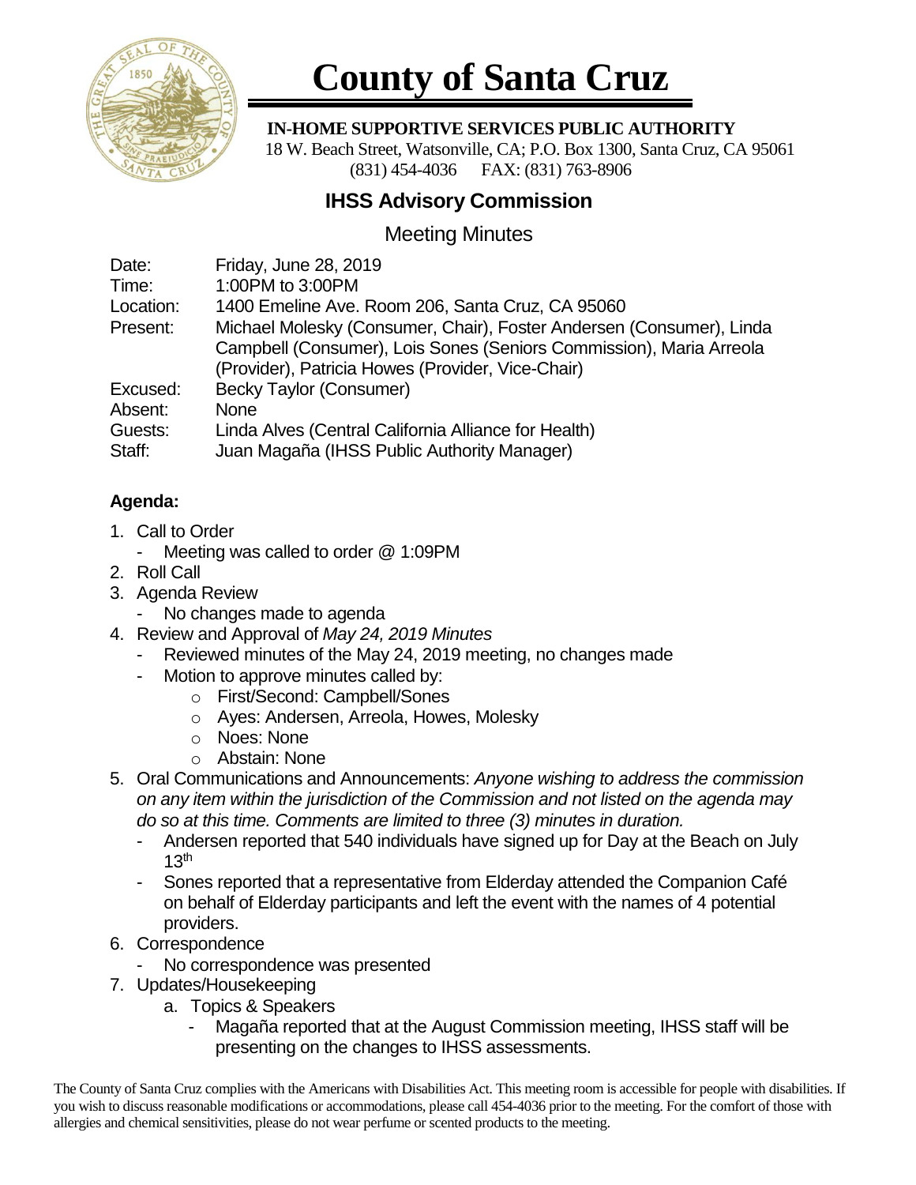# County of Santa Cruz

**IN-HOME SUPPORTIVE SERVICES PUBLIC AUTHORITY**

18 W. Beach Street, Watsonville, CA; P.O. Box 1300, Santa Cruz, CA 95061
(831) 454-4036 FAX: (831) 763-8906

## IHSS Advisory Commission

### Meeting Minutes

| | |
|---|---|
| Date: | Friday, June 28, 2019 |
| Time: | 1:00PM to 3:00PM |
| Location: | 1400 Emeline Ave. Room 206, Santa Cruz, CA 95060 |
| Present: | Michael Molesky (Consumer, Chair), Foster Andersen (Consumer), Linda Campbell (Consumer), Lois Sones (Seniors Commission), Maria Arreola (Provider), Patricia Howes (Provider, Vice-Chair) |
| Excused: | Becky Taylor (Consumer) |
| Absent: | None |
| Guests: | Linda Alves (Central California Alliance for Health) |
| Staff: | Juan Magaña (IHSS Public Authority Manager) |

**Agenda:**

1. Call to Order
   - Meeting was called to order @ 1:09PM
2. Roll Call
3. Agenda Review
   - No changes made to agenda
4. Review and Approval of *May 24, 2019 Minutes*
   - Reviewed minutes of the May 24, 2019 meeting, no changes made
   - Motion to approve minutes called by:
     - First/Second: Campbell/Sones
     - Ayes: Andersen, Arreola, Howes, Molesky
     - Noes: None
     - Abstain: None
5. Oral Communications and Announcements: *Anyone wishing to address the commission on any item within the jurisdiction of the Commission and not listed on the agenda may do so at this time. Comments are limited to three (3) minutes in duration.*
   - Andersen reported that 540 individuals have signed up for Day at the Beach on July 13th
   - Sones reported that a representative from Elderday attended the Companion Café on behalf of Elderday participants and left the event with the names of 4 potential providers.
6. Correspondence
   - No correspondence was presented
7. Updates/Housekeeping
   a. Topics & Speakers
      - Magaña reported that at the August Commission meeting, IHSS staff will be presenting on the changes to IHSS assessments.

The County of Santa Cruz complies with the Americans with Disabilities Act. This meeting room is accessible for people with disabilities. If you wish to discuss reasonable modifications or accommodations, please call 454-4036 prior to the meeting. For the comfort of those with allergies and chemical sensitivities, please do not wear perfume or scented products to the meeting.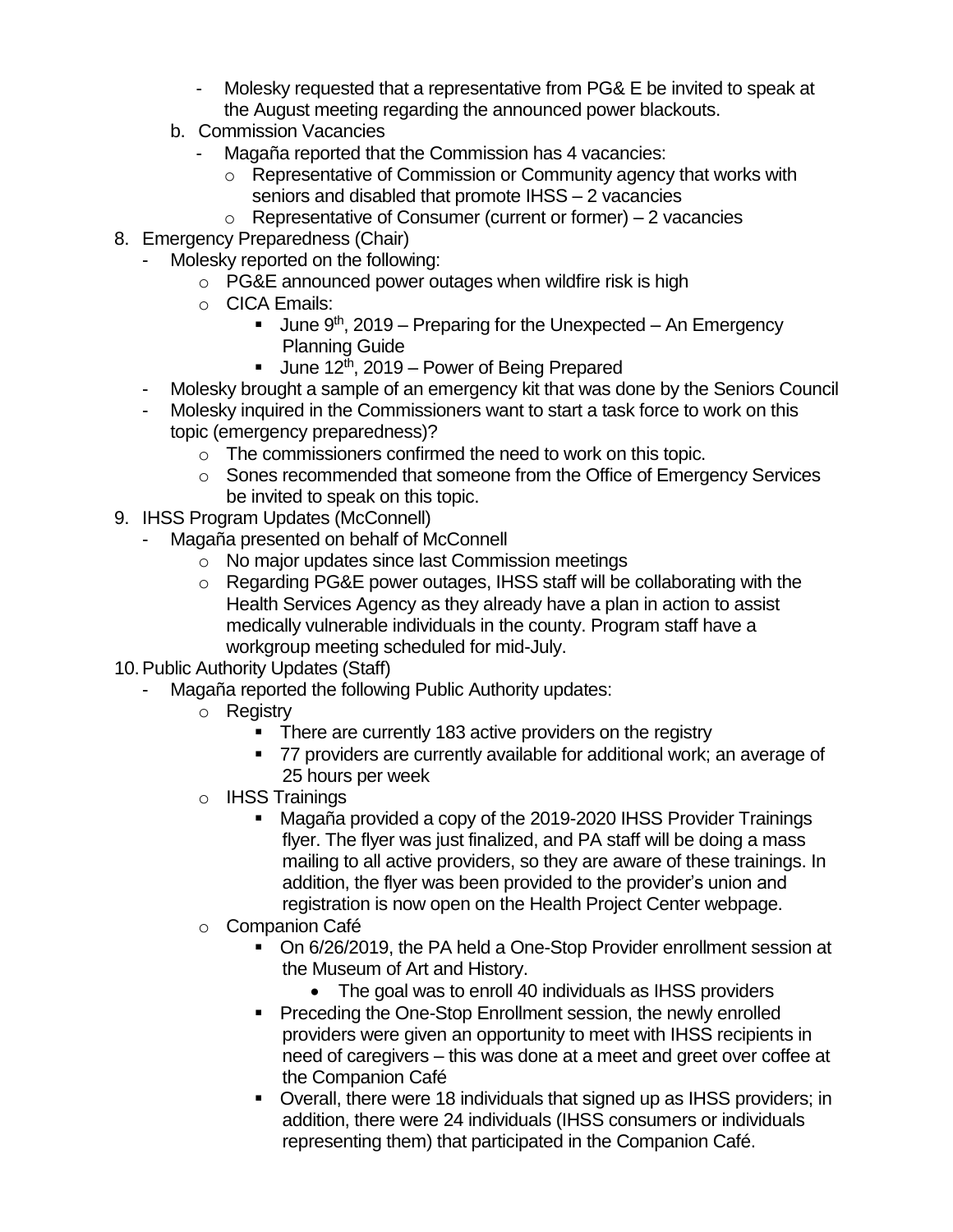- Molesky requested that a representative from PG& E be invited to speak at the August meeting regarding the announced power blackouts.

b. Commission Vacancies
   - Magaña reported that the Commission has 4 vacancies:
     - Representative of Commission or Community agency that works with seniors and disabled that promote IHSS – 2 vacancies
     - Representative of Consumer (current or former) – 2 vacancies

8. Emergency Preparedness (Chair)
   - Molesky reported on the following:
     - PG&E announced power outages when wildfire risk is high
     - CICA Emails:
       - June 9th, 2019 – Preparing for the Unexpected – An Emergency Planning Guide
       - June 12th, 2019 – Power of Being Prepared
   - Molesky brought a sample of an emergency kit that was done by the Seniors Council
   - Molesky inquired in the Commissioners want to start a task force to work on this topic (emergency preparedness)?
     - The commissioners confirmed the need to work on this topic.
     - Sones recommended that someone from the Office of Emergency Services be invited to speak on this topic.

9. IHSS Program Updates (McConnell)
   - Magaña presented on behalf of McConnell
     - No major updates since last Commission meetings
     - Regarding PG&E power outages, IHSS staff will be collaborating with the Health Services Agency as they already have a plan in action to assist medically vulnerable individuals in the county. Program staff have a workgroup meeting scheduled for mid-July.

10. Public Authority Updates (Staff)
    - Magaña reported the following Public Authority updates:
      - Registry
        - There are currently 183 active providers on the registry
        - 77 providers are currently available for additional work; an average of 25 hours per week
      - IHSS Trainings
        - Magaña provided a copy of the 2019-2020 IHSS Provider Trainings flyer. The flyer was just finalized, and PA staff will be doing a mass mailing to all active providers, so they are aware of these trainings. In addition, the flyer was been provided to the provider's union and registration is now open on the Health Project Center webpage.
      - Companion Café
        - On 6/26/2019, the PA held a One-Stop Provider enrollment session at the Museum of Art and History.
          - The goal was to enroll 40 individuals as IHSS providers
        - Preceding the One-Stop Enrollment session, the newly enrolled providers were given an opportunity to meet with IHSS recipients in need of caregivers – this was done at a meet and greet over coffee at the Companion Café
        - Overall, there were 18 individuals that signed up as IHSS providers; in addition, there were 24 individuals (IHSS consumers or individuals representing them) that participated in the Companion Café.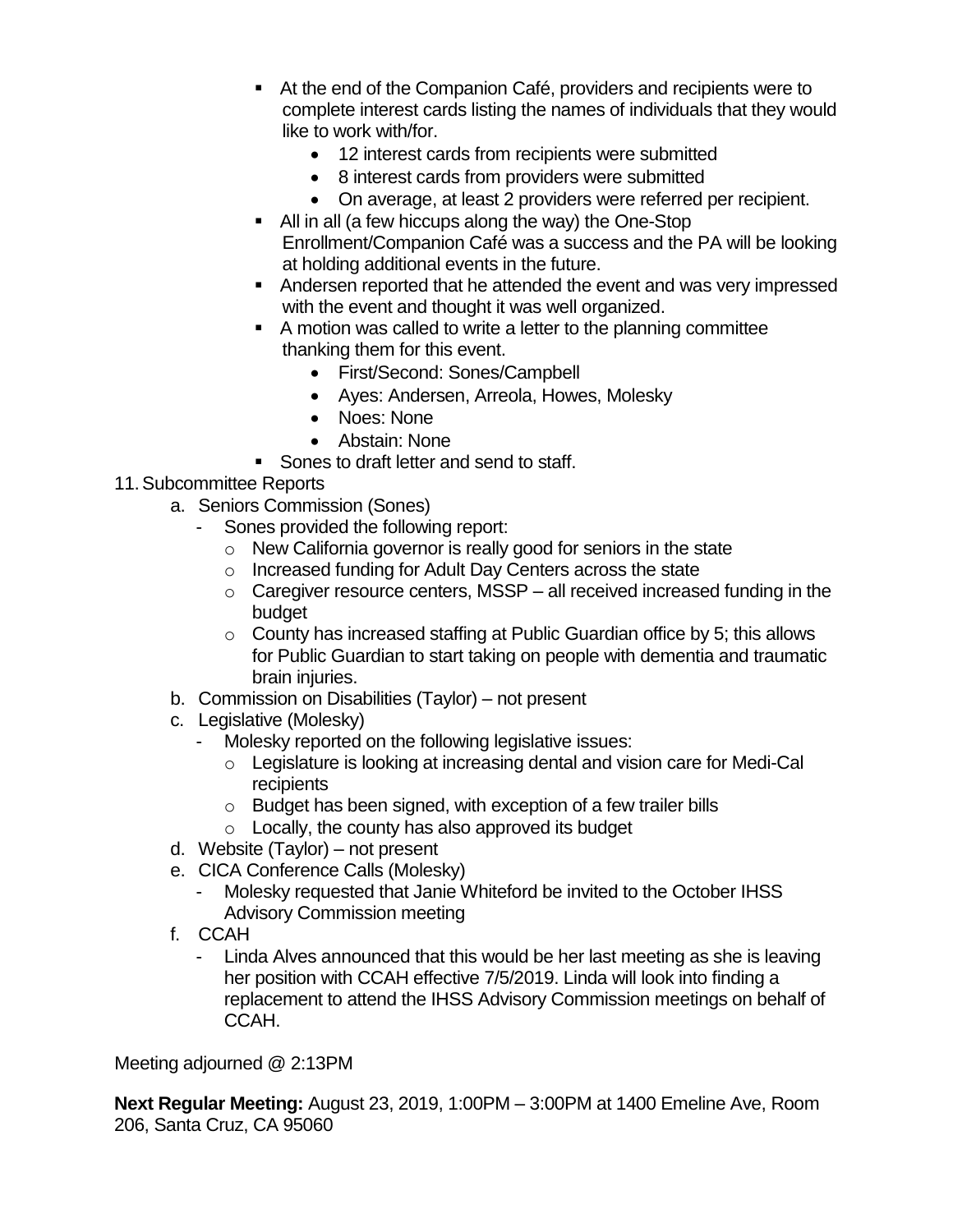- At the end of the Companion Café, providers and recipients were to complete interest cards listing the names of individuals that they would like to work with/for.
  - 12 interest cards from recipients were submitted
  - 8 interest cards from providers were submitted
  - On average, at least 2 providers were referred per recipient.
- All in all (a few hiccups along the way) the One-Stop Enrollment/Companion Café was a success and the PA will be looking at holding additional events in the future.
- Andersen reported that he attended the event and was very impressed with the event and thought it was well organized.
- A motion was called to write a letter to the planning committee thanking them for this event.
  - First/Second: Sones/Campbell
  - Ayes: Andersen, Arreola, Howes, Molesky
  - Noes: None
  - Abstain: None
- Sones to draft letter and send to staff.

11. Subcommittee Reports
    a. Seniors Commission (Sones)
       - Sones provided the following report:
         - New California governor is really good for seniors in the state
         - Increased funding for Adult Day Centers across the state
         - Caregiver resource centers, MSSP – all received increased funding in the budget
         - County has increased staffing at Public Guardian office by 5; this allows for Public Guardian to start taking on people with dementia and traumatic brain injuries.
    b. Commission on Disabilities (Taylor) – not present
    c. Legislative (Molesky)
       - Molesky reported on the following legislative issues:
         - Legislature is looking at increasing dental and vision care for Medi-Cal recipients
         - Budget has been signed, with exception of a few trailer bills
         - Locally, the county has also approved its budget
    d. Website (Taylor) – not present
    e. CICA Conference Calls (Molesky)
       - Molesky requested that Janie Whiteford be invited to the October IHSS Advisory Commission meeting
    f. CCAH
       - Linda Alves announced that this would be her last meeting as she is leaving her position with CCAH effective 7/5/2019. Linda will look into finding a replacement to attend the IHSS Advisory Commission meetings on behalf of CCAH.

Meeting adjourned @ 2:13PM

**Next Regular Meeting:** August 23, 2019, 1:00PM – 3:00PM at 1400 Emeline Ave, Room 206, Santa Cruz, CA 95060